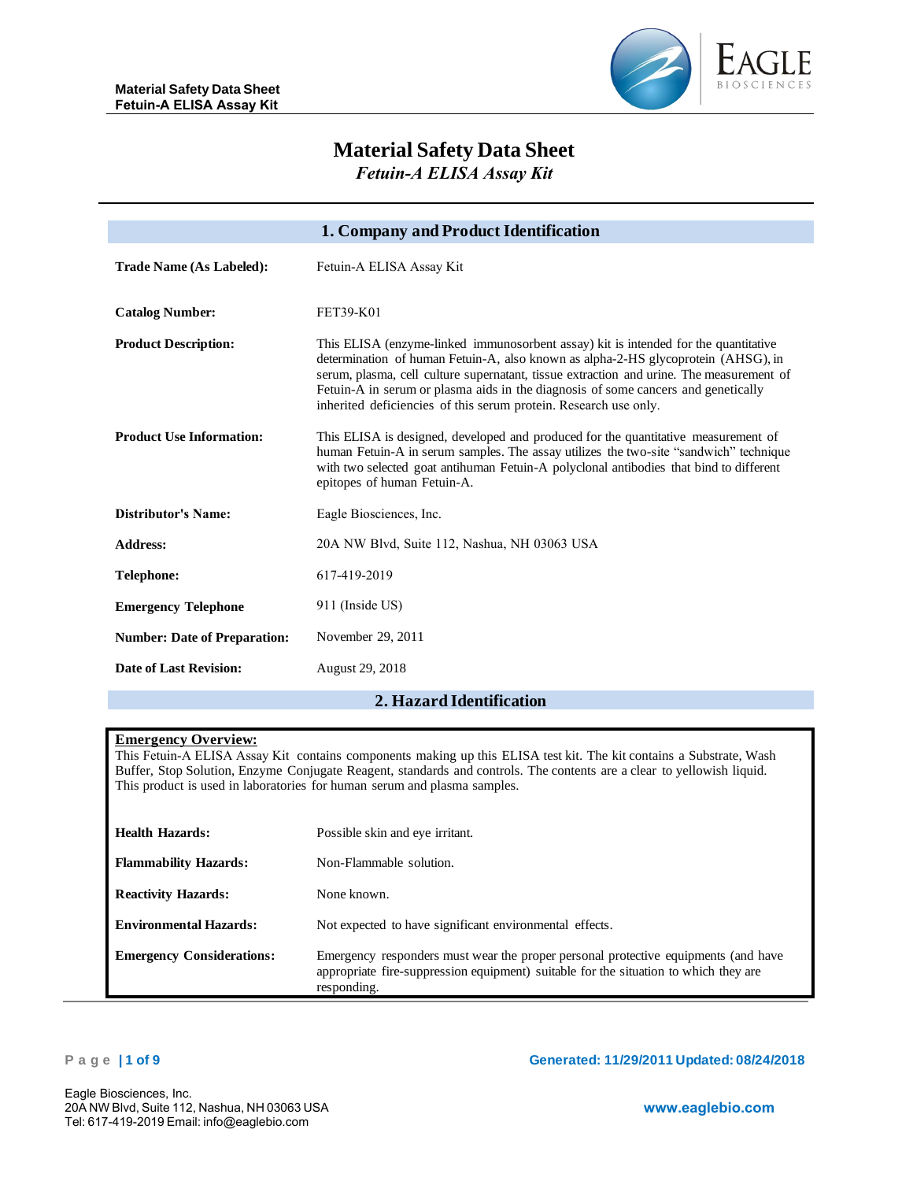# Material Safety Data Sheet

*Fetuin-A ELISA Assay Kit*

## 1. Company and Product Identification

| | |
|---|---|
| **Trade Name (As Labeled):** | Fetuin-A ELISA Assay Kit |
| **Catalog Number:** | FET39-K01 |
| **Product Description:** | This ELISA (enzyme-linked immunosorbent assay) kit is intended for the quantitative determination of human Fetuin-A, also known as alpha-2-HS glycoprotein (AHSG), in serum, plasma, cell culture supernatant, tissue extraction and urine. The measurement of Fetuin-A in serum or plasma aids in the diagnosis of some cancers and genetically inherited deficiencies of this serum protein. Research use only. |
| **Product Use Information:** | This ELISA is designed, developed and produced for the quantitative measurement of human Fetuin-A in serum samples. The assay utilizes the two-site "sandwich" technique with two selected goat antihuman Fetuin-A polyclonal antibodies that bind to different epitopes of human Fetuin-A. |
| **Distributor's Name:** | Eagle Biosciences, Inc. |
| **Address:** | 20A NW Blvd, Suite 112, Nashua, NH 03063 USA |
| **Telephone:** | 617-419-2019 |
| **Emergency Telephone** | 911 (Inside US) |
| **Number: Date of Preparation:** | November 29, 2011 |
| **Date of Last Revision:** | August 29, 2018 |

## 2. Hazard Identification

**Emergency Overview:**

This Fetuin-A ELISA Assay Kit contains components making up this ELISA test kit. The kit contains a Substrate, Wash Buffer, Stop Solution, Enzyme Conjugate Reagent, standards and controls. The contents are a clear to yellowish liquid. This product is used in laboratories for human serum and plasma samples.

| | |
|---|---|
| **Health Hazards:** | Possible skin and eye irritant. |
| **Flammability Hazards:** | Non-Flammable solution. |
| **Reactivity Hazards:** | None known. |
| **Environmental Hazards:** | Not expected to have significant environmental effects. |
| **Emergency Considerations:** | Emergency responders must wear the proper personal protective equipments (and have appropriate fire-suppression equipment) suitable for the situation to which they are responding. |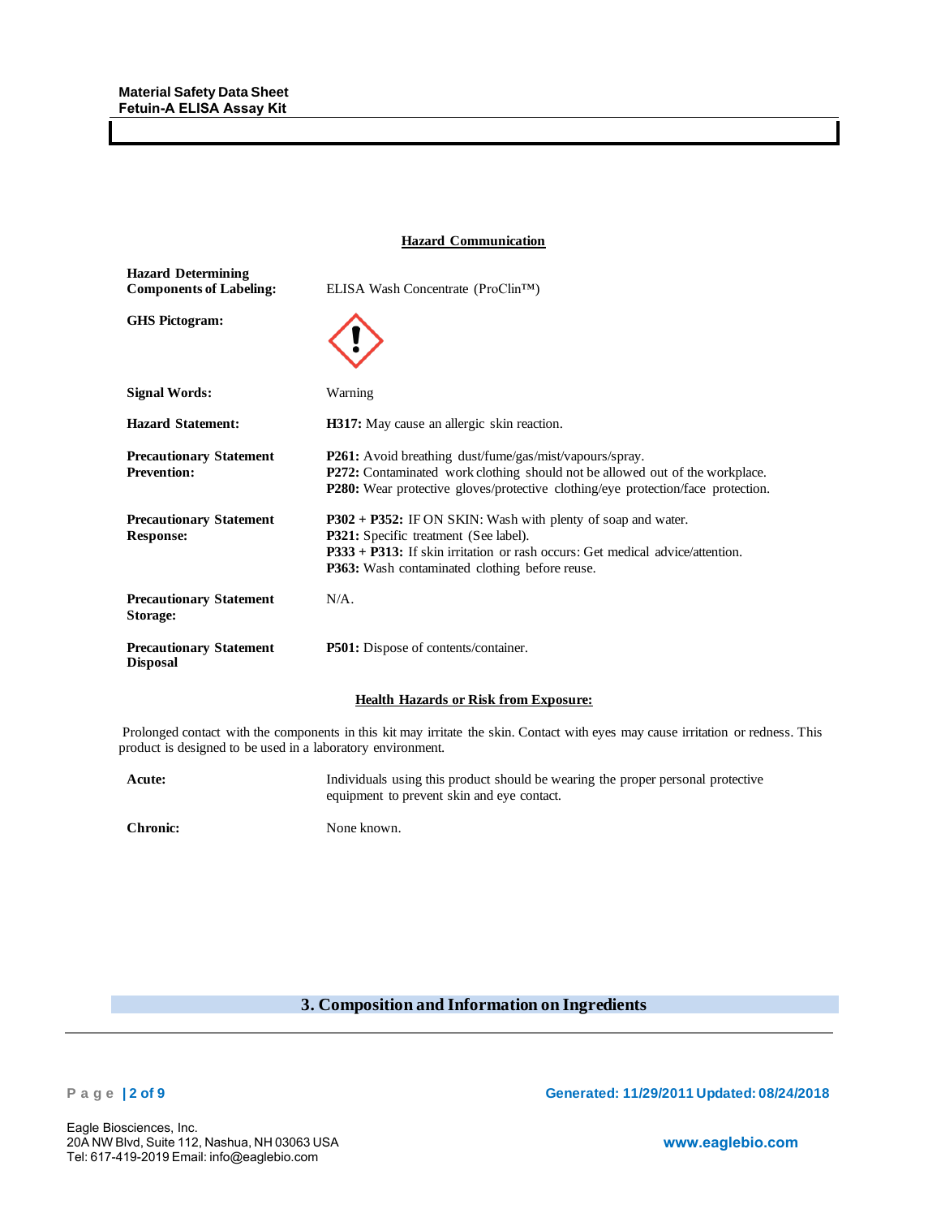### Hazard Communication

**Hazard Determining Components of Labeling:** ELISA Wash Concentrate (ProClin™)

**GHS Pictogram:**

**Signal Words:** Warning

**Hazard Statement:** **H317:** May cause an allergic skin reaction.

**Precautionary Statement Prevention:**
**P261:** Avoid breathing dust/fume/gas/mist/vapours/spray.
**P272:** Contaminated work clothing should not be allowed out of the workplace.
**P280:** Wear protective gloves/protective clothing/eye protection/face protection.

**Precautionary Statement Response:**
**P302 + P352:** IF ON SKIN: Wash with plenty of soap and water.
**P321:** Specific treatment (See label).
**P333 + P313:** If skin irritation or rash occurs: Get medical advice/attention.
**P363:** Wash contaminated clothing before reuse.

**Precautionary Statement Storage:** N/A.

**Precautionary Statement Disposal** **P501:** Dispose of contents/container.

### Health Hazards or Risk from Exposure:

Prolonged contact with the components in this kit may irritate the skin. Contact with eyes may cause irritation or redness. This product is designed to be used in a laboratory environment.

**Acute:** Individuals using this product should be wearing the proper personal protective equipment to prevent skin and eye contact.

**Chronic:** None known.

## 3. Composition and Information on Ingredients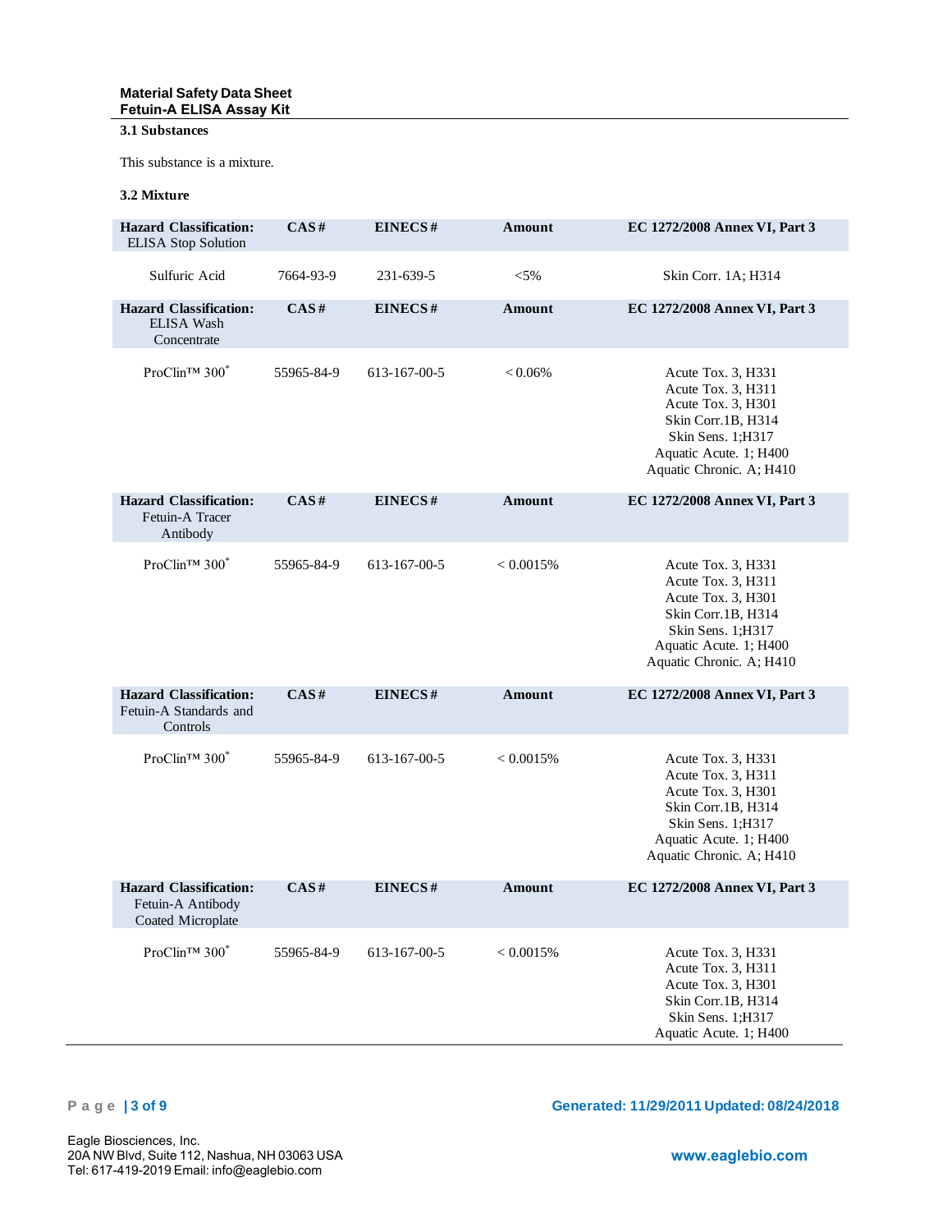### 3.1 Substances

This substance is a mixture.

### 3.2 Mixture

| **Hazard Classification:** ELISA Stop Solution | **CAS#** | **EINECS#** | **Amount** | **EC 1272/2008 Annex VI, Part 3** |
|---|---|---|---|---|
| Sulfuric Acid | 7664-93-9 | 231-639-5 | <5% | Skin Corr. 1A; H314 |
| **Hazard Classification:** ELISA Wash Concentrate | **CAS#** | **EINECS#** | **Amount** | **EC 1272/2008 Annex VI, Part 3** |
| ProClin™ 300* | 55965-84-9 | 613-167-00-5 | < 0.06% | Acute Tox. 3, H331<br>Acute Tox. 3, H311<br>Acute Tox. 3, H301<br>Skin Corr.1B, H314<br>Skin Sens. 1;H317<br>Aquatic Acute. 1; H400<br>Aquatic Chronic. A; H410 |
| **Hazard Classification:** Fetuin-A Tracer Antibody | **CAS#** | **EINECS#** | **Amount** | **EC 1272/2008 Annex VI, Part 3** |
| ProClin™ 300* | 55965-84-9 | 613-167-00-5 | < 0.0015% | Acute Tox. 3, H331<br>Acute Tox. 3, H311<br>Acute Tox. 3, H301<br>Skin Corr.1B, H314<br>Skin Sens. 1;H317<br>Aquatic Acute. 1; H400<br>Aquatic Chronic. A; H410 |
| **Hazard Classification:** Fetuin-A Standards and Controls | **CAS#** | **EINECS#** | **Amount** | **EC 1272/2008 Annex VI, Part 3** |
| ProClin™ 300* | 55965-84-9 | 613-167-00-5 | < 0.0015% | Acute Tox. 3, H331<br>Acute Tox. 3, H311<br>Acute Tox. 3, H301<br>Skin Corr.1B, H314<br>Skin Sens. 1;H317<br>Aquatic Acute. 1; H400<br>Aquatic Chronic. A; H410 |
| **Hazard Classification:** Fetuin-A Antibody Coated Microplate | **CAS#** | **EINECS#** | **Amount** | **EC 1272/2008 Annex VI, Part 3** |
| ProClin™ 300* | 55965-84-9 | 613-167-00-5 | < 0.0015% | Acute Tox. 3, H331<br>Acute Tox. 3, H311<br>Acute Tox. 3, H301<br>Skin Corr.1B, H314<br>Skin Sens. 1;H317<br>Aquatic Acute. 1; H400 |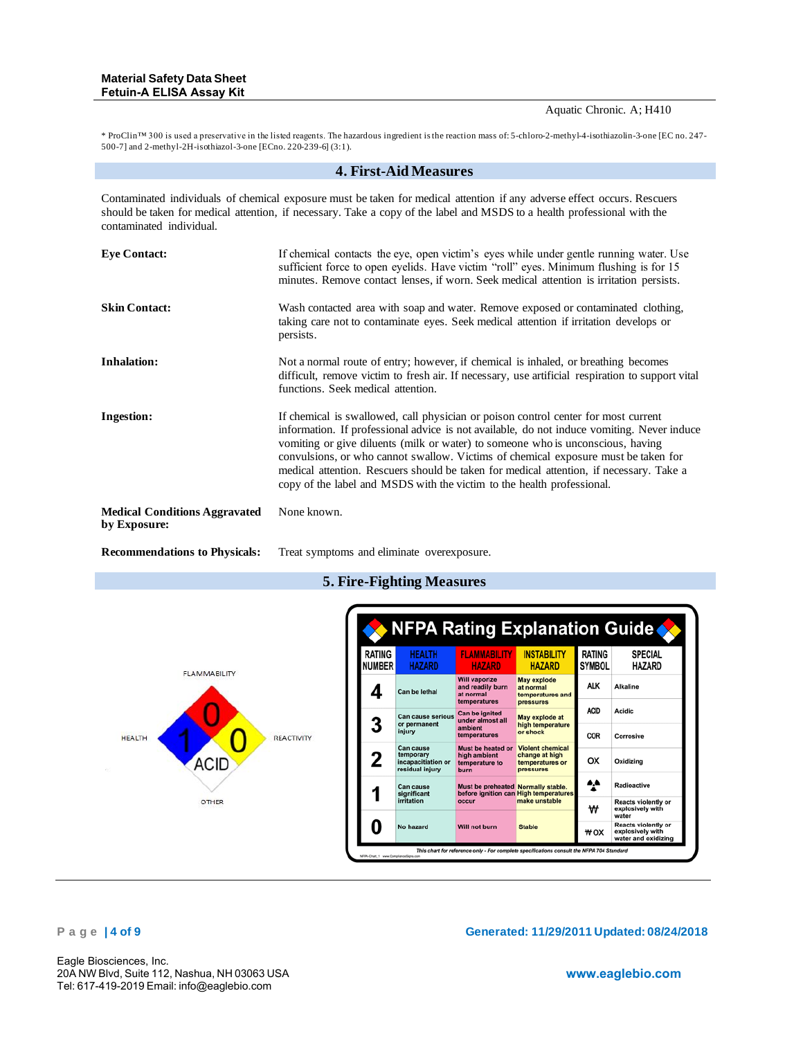Aquatic Chronic. A; H410

* ProClin™ 300 is used a preservative in the listed reagents. The hazardous ingredient is the reaction mass of: 5-chloro-2-methyl-4-isothiazolin-3-one [EC no. 247-500-7] and 2-methyl-2H-isothiazol-3-one [ECno. 220-239-6] (3:1).

## 4. First-Aid Measures

Contaminated individuals of chemical exposure must be taken for medical attention if any adverse effect occurs. Rescuers should be taken for medical attention, if necessary. Take a copy of the label and MSDS to a health professional with the contaminated individual.

**Eye Contact:** If chemical contacts the eye, open victim's eyes while under gentle running water. Use sufficient force to open eyelids. Have victim "roll" eyes. Minimum flushing is for 15 minutes. Remove contact lenses, if worn. Seek medical attention is irritation persists.

**Skin Contact:** Wash contacted area with soap and water. Remove exposed or contaminated clothing, taking care not to contaminate eyes. Seek medical attention if irritation develops or persists.

**Inhalation:** Not a normal route of entry; however, if chemical is inhaled, or breathing becomes difficult, remove victim to fresh air. If necessary, use artificial respiration to support vital functions. Seek medical attention.

**Ingestion:** If chemical is swallowed, call physician or poison control center for most current information. If professional advice is not available, do not induce vomiting. Never induce vomiting or give diluents (milk or water) to someone who is unconscious, having convulsions, or who cannot swallow. Victims of chemical exposure must be taken for medical attention. Rescuers should be taken for medical attention, if necessary. Take a copy of the label and MSDS with the victim to the health professional.

**Medical Conditions Aggravated by Exposure:** None known.

**Recommendations to Physicals:** Treat symptoms and eliminate overexposure.

## 5. Fire-Fighting Measures

NFPA diamond: FLAMMABILITY 0; HEALTH 1; REACTIVITY 0; OTHER ACID

**NFPA Rating Explanation Guide**

| RATING NUMBER | HEALTH HAZARD | FLAMMABILITY HAZARD | INSTABILITY HAZARD |
|---|---|---|---|
| 4 | Can be lethal | Will vaporize and readily burn at normal temperatures | May explode at normal temperatures and pressures |
| 3 | Can cause serious or permanent injury | Can be ignited under almost all ambient temperatures | May explode at high temperature or shock |
| 2 | Can cause temporary incapacitation or residual injury | Must be heated or high ambient temperature to burn | Violent chemical change at high temperatures or pressures |
| 1 | Can cause significant irritation | Must be preheated before ignition can occur | Normally stable. High temperatures make unstable |
| 0 | No hazard | Will not burn | Stable |

| RATING SYMBOL | SPECIAL HAZARD |
|---|---|
| ALK | Alkaline |
| ACID | Acidic |
| COR | Corrosive |
| OX | Oxidizing |
| ☢ | Radioactive |
| ₩ | Reacts violently or explosively with water |
| ₩OX | Reacts violently or explosively with water and oxidizing |

This chart for reference only - For complete specifications consult the NFPA 704 Standard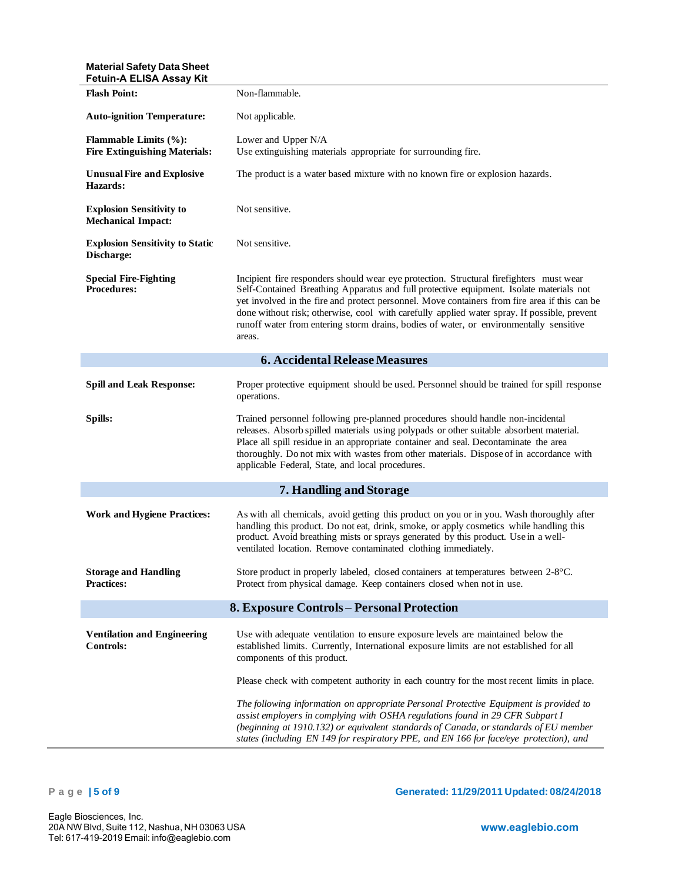| | |
|---|---|
| **Flash Point:** | Non-flammable. |
| **Auto-ignition Temperature:** | Not applicable. |
| **Flammable Limits (%):** | Lower and Upper N/A |
| **Fire Extinguishing Materials:** | Use extinguishing materials appropriate for surrounding fire. |
| **Unusual Fire and Explosive Hazards:** | The product is a water based mixture with no known fire or explosion hazards. |
| **Explosion Sensitivity to Mechanical Impact:** | Not sensitive. |
| **Explosion Sensitivity to Static Discharge:** | Not sensitive. |
| **Special Fire-Fighting Procedures:** | Incipient fire responders should wear eye protection. Structural firefighters must wear Self-Contained Breathing Apparatus and full protective equipment. Isolate materials not yet involved in the fire and protect personnel. Move containers from fire area if this can be done without risk; otherwise, cool with carefully applied water spray. If possible, prevent runoff water from entering storm drains, bodies of water, or environmentally sensitive areas. |

## 6. Accidental Release Measures

| | |
|---|---|
| **Spill and Leak Response:** | Proper protective equipment should be used. Personnel should be trained for spill response operations. |
| **Spills:** | Trained personnel following pre-planned procedures should handle non-incidental releases. Absorb spilled materials using polypads or other suitable absorbent material. Place all spill residue in an appropriate container and seal. Decontaminate the area thoroughly. Do not mix with wastes from other materials. Dispose of in accordance with applicable Federal, State, and local procedures. |

## 7. Handling and Storage

| | |
|---|---|
| **Work and Hygiene Practices:** | As with all chemicals, avoid getting this product on you or in you. Wash thoroughly after handling this product. Do not eat, drink, smoke, or apply cosmetics while handling this product. Avoid breathing mists or sprays generated by this product. Use in a well-ventilated location. Remove contaminated clothing immediately. |
| **Storage and Handling Practices:** | Store product in properly labeled, closed containers at temperatures between 2-8°C. Protect from physical damage. Keep containers closed when not in use. |

## 8. Exposure Controls – Personal Protection

**Ventilation and Engineering Controls:**

Use with adequate ventilation to ensure exposure levels are maintained below the established limits. Currently, International exposure limits are not established for all components of this product.

Please check with competent authority in each country for the most recent limits in place.

*The following information on appropriate Personal Protective Equipment is provided to assist employers in complying with OSHA regulations found in 29 CFR Subpart I (beginning at 1910.132) or equivalent standards of Canada, or standards of EU member states (including EN 149 for respiratory PPE, and EN 166 for face/eye protection), and*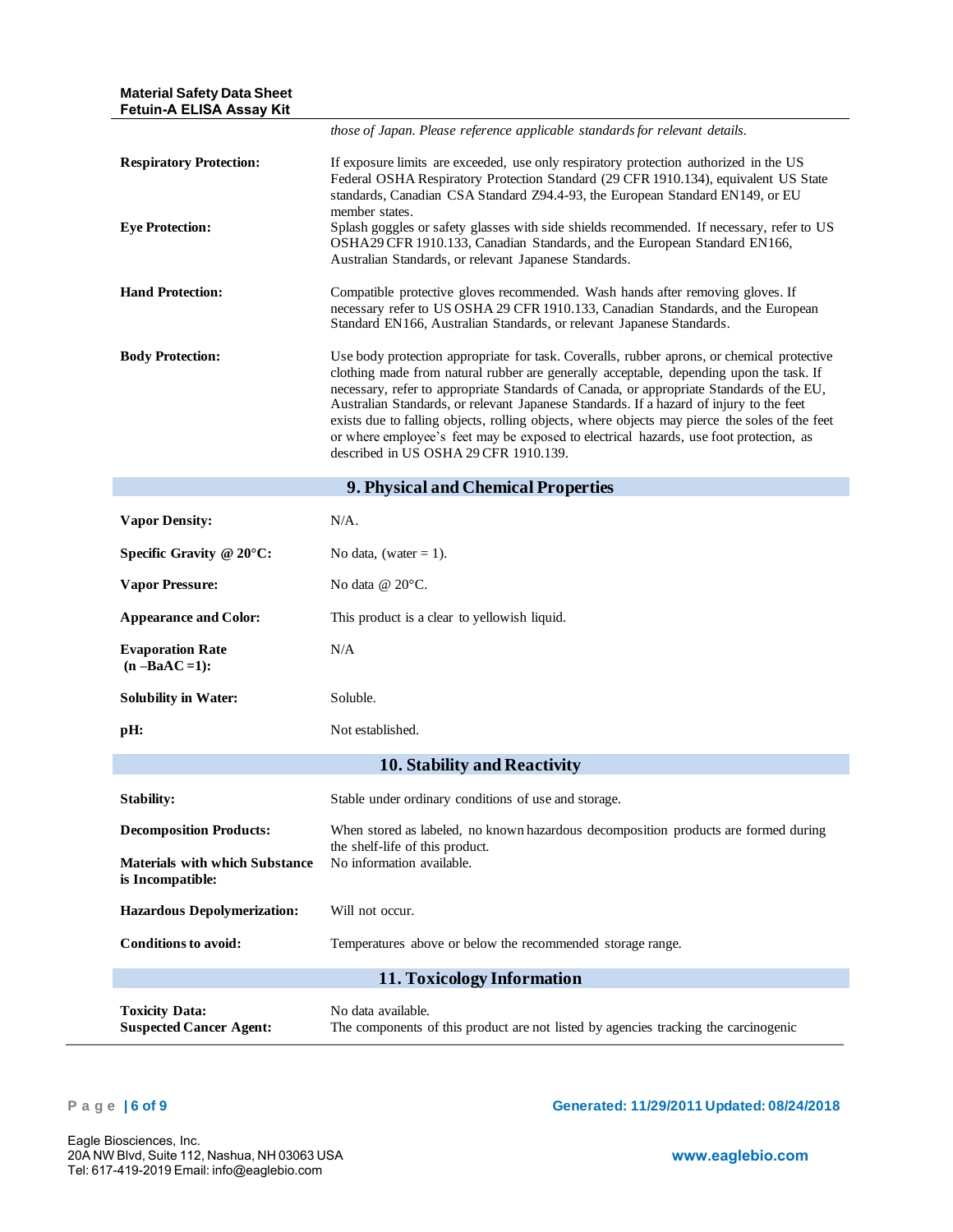*those of Japan. Please reference applicable standards for relevant details.*

**Respiratory Protection:** If exposure limits are exceeded, use only respiratory protection authorized in the US Federal OSHA Respiratory Protection Standard (29 CFR 1910.134), equivalent US State standards, Canadian CSA Standard Z94.4-93, the European Standard EN149, or EU member states.

**Eye Protection:** Splash goggles or safety glasses with side shields recommended. If necessary, refer to US OSHA29 CFR 1910.133, Canadian Standards, and the European Standard EN166, Australian Standards, or relevant Japanese Standards.

**Hand Protection:** Compatible protective gloves recommended. Wash hands after removing gloves. If necessary refer to US OSHA 29 CFR 1910.133, Canadian Standards, and the European Standard EN166, Australian Standards, or relevant Japanese Standards.

**Body Protection:** Use body protection appropriate for task. Coveralls, rubber aprons, or chemical protective clothing made from natural rubber are generally acceptable, depending upon the task. If necessary, refer to appropriate Standards of Canada, or appropriate Standards of the EU, Australian Standards, or relevant Japanese Standards. If a hazard of injury to the feet exists due to falling objects, rolling objects, where objects may pierce the soles of the feet or where employee's feet may be exposed to electrical hazards, use foot protection, as described in US OSHA 29 CFR 1910.139.

## 9. Physical and Chemical Properties

**Vapor Density:** N/A.

**Specific Gravity @ 20°C:** No data, (water = 1).

**Vapor Pressure:** No data @ 20°C.

**Appearance and Color:** This product is a clear to yellowish liquid.

**Evaporation Rate (n –BaAC =1):** N/A

**Solubility in Water:** Soluble.

**pH:** Not established.

## 10. Stability and Reactivity

**Stability:** Stable under ordinary conditions of use and storage.

**Decomposition Products:** When stored as labeled, no known hazardous decomposition products are formed during the shelf-life of this product.

**Materials with which Substance is Incompatible:** No information available.

**Hazardous Depolymerization:** Will not occur.

**Conditions to avoid:** Temperatures above or below the recommended storage range.

## 11. Toxicology Information

**Toxicity Data:** No data available.

**Suspected Cancer Agent:** The components of this product are not listed by agencies tracking the carcinogenic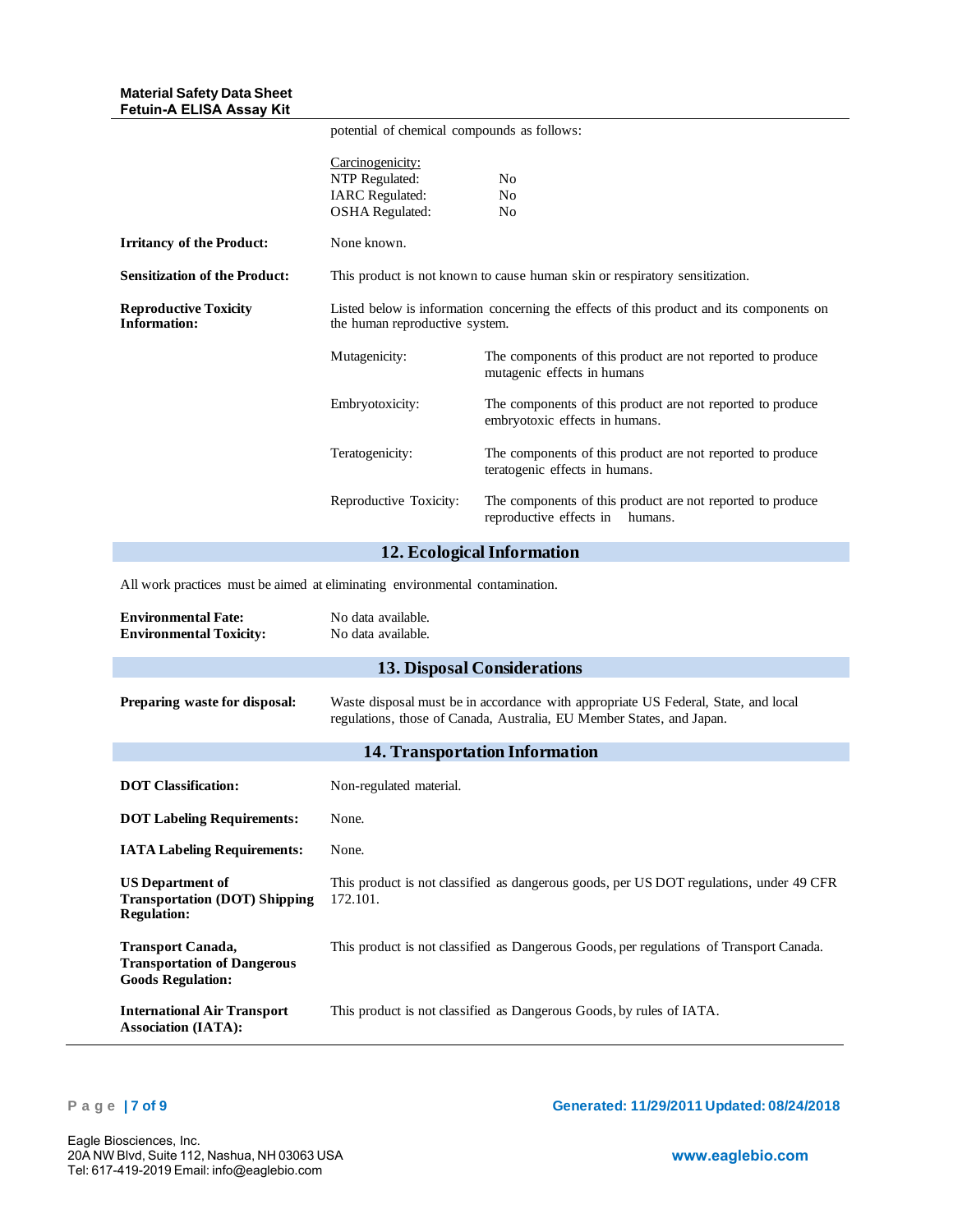potential of chemical compounds as follows:

Carcinogenicity:

| | |
|---|---|
| NTP Regulated: | No |
| IARC Regulated: | No |
| OSHA Regulated: | No |

**Irritancy of the Product:** None known.

**Sensitization of the Product:** This product is not known to cause human skin or respiratory sensitization.

**Reproductive Toxicity Information:** Listed below is information concerning the effects of this product and its components on the human reproductive system.

| | |
|---|---|
| Mutagenicity: | The components of this product are not reported to produce mutagenic effects in humans |
| Embryotoxicity: | The components of this product are not reported to produce embryotoxic effects in humans. |
| Teratogenicity: | The components of this product are not reported to produce teratogenic effects in humans. |
| Reproductive Toxicity: | The components of this product are not reported to produce reproductive effects in humans. |

## 12. Ecological Information

All work practices must be aimed at eliminating environmental contamination.

**Environmental Fate:** No data available.
**Environmental Toxicity:** No data available.

## 13. Disposal Considerations

**Preparing waste for disposal:** Waste disposal must be in accordance with appropriate US Federal, State, and local regulations, those of Canada, Australia, EU Member States, and Japan.

## 14. Transportation Information

**DOT Classification:** Non-regulated material.

**DOT Labeling Requirements:** None.

**IATA Labeling Requirements:** None.

**US Department of Transportation (DOT) Shipping Regulation:** This product is not classified as dangerous goods, per US DOT regulations, under 49 CFR 172.101.

**Transport Canada, Transportation of Dangerous Goods Regulation:** This product is not classified as Dangerous Goods, per regulations of Transport Canada.

**International Air Transport Association (IATA):** This product is not classified as Dangerous Goods, by rules of IATA.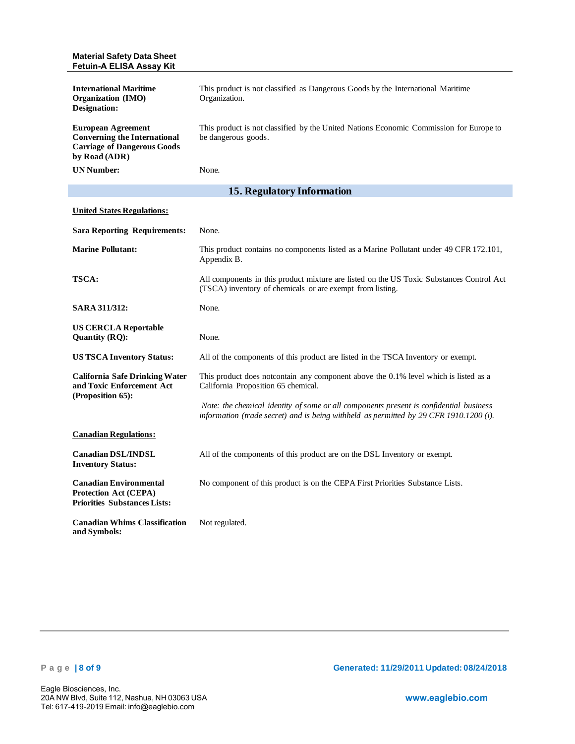| | |
|---|---|
| **International Maritime Organization (IMO) Designation:** | This product is not classified as Dangerous Goods by the International Maritime Organization. |
| **European Agreement Converning the International Carriage of Dangerous Goods by Road (ADR)** | This product is not classified by the United Nations Economic Commission for Europe to be dangerous goods. |
| **UN Number:** | None. |

## 15. Regulatory Information

**United States Regulations:**

| | |
|---|---|
| **Sara Reporting Requirements:** | None. |
| **Marine Pollutant:** | This product contains no components listed as a Marine Pollutant under 49 CFR 172.101, Appendix B. |
| **TSCA:** | All components in this product mixture are listed on the US Toxic Substances Control Act (TSCA) inventory of chemicals or are exempt from listing. |
| **SARA 311/312:** | None. |
| **US CERCLA Reportable Quantity (RQ):** | None. |
| **US TSCA Inventory Status:** | All of the components of this product are listed in the TSCA Inventory or exempt. |
| **California Safe Drinking Water and Toxic Enforcement Act (Proposition 65):** | This product does notcontain any component above the 0.1% level which is listed as a California Proposition 65 chemical. *Note: the chemical identity of some or all components present is confidential business information (trade secret) and is being withheld as permitted by 29 CFR 1910.1200 (i).* |

**Canadian Regulations:**

| | |
|---|---|
| **Canadian DSL/INDSL Inventory Status:** | All of the components of this product are on the DSL Inventory or exempt. |
| **Canadian Environmental Protection Act (CEPA) Priorities Substances Lists:** | No component of this product is on the CEPA First Priorities Substance Lists. |
| **Canadian Whims Classification and Symbols:** | Not regulated. |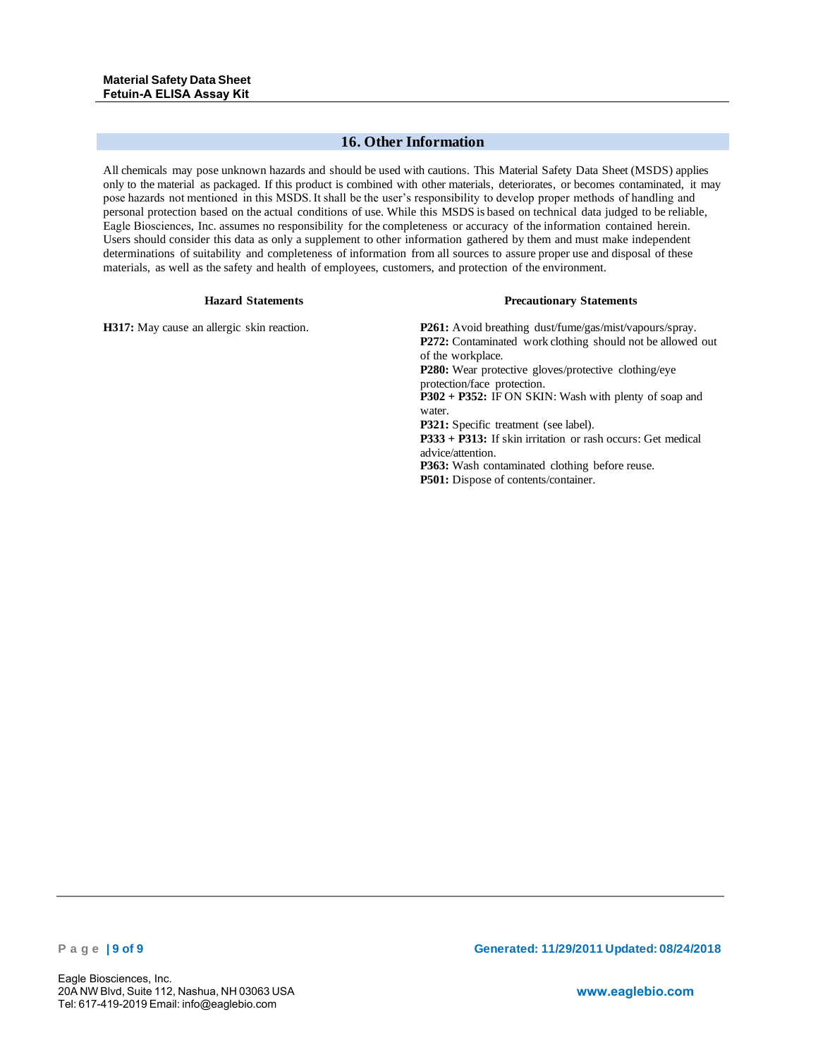## 16. Other Information

All chemicals may pose unknown hazards and should be used with cautions. This Material Safety Data Sheet (MSDS) applies only to the material as packaged. If this product is combined with other materials, deteriorates, or becomes contaminated, it may pose hazards not mentioned in this MSDS. It shall be the user's responsibility to develop proper methods of handling and personal protection based on the actual conditions of use. While this MSDS is based on technical data judged to be reliable, Eagle Biosciences, Inc. assumes no responsibility for the completeness or accuracy of the information contained herein. Users should consider this data as only a supplement to other information gathered by them and must make independent determinations of suitability and completeness of information from all sources to assure proper use and disposal of these materials, as well as the safety and health of employees, customers, and protection of the environment.

| Hazard Statements | Precautionary Statements |
| --- | --- |
| **H317:** May cause an allergic skin reaction. | **P261:** Avoid breathing dust/fume/gas/mist/vapours/spray.<br>**P272:** Contaminated work clothing should not be allowed out of the workplace.<br>**P280:** Wear protective gloves/protective clothing/eye protection/face protection.<br>**P302 + P352:** IF ON SKIN: Wash with plenty of soap and water.<br>**P321:** Specific treatment (see label).<br>**P333 + P313:** If skin irritation or rash occurs: Get medical advice/attention.<br>**P363:** Wash contaminated clothing before reuse.<br>**P501:** Dispose of contents/container. |

Generated: 11/29/2011 Updated: 08/24/2018

Eagle Biosciences, Inc.
20A NW Blvd, Suite 112, Nashua, NH 03063 USA
Tel: 617-419-2019 Email: info@eaglebio.com

www.eaglebio.com